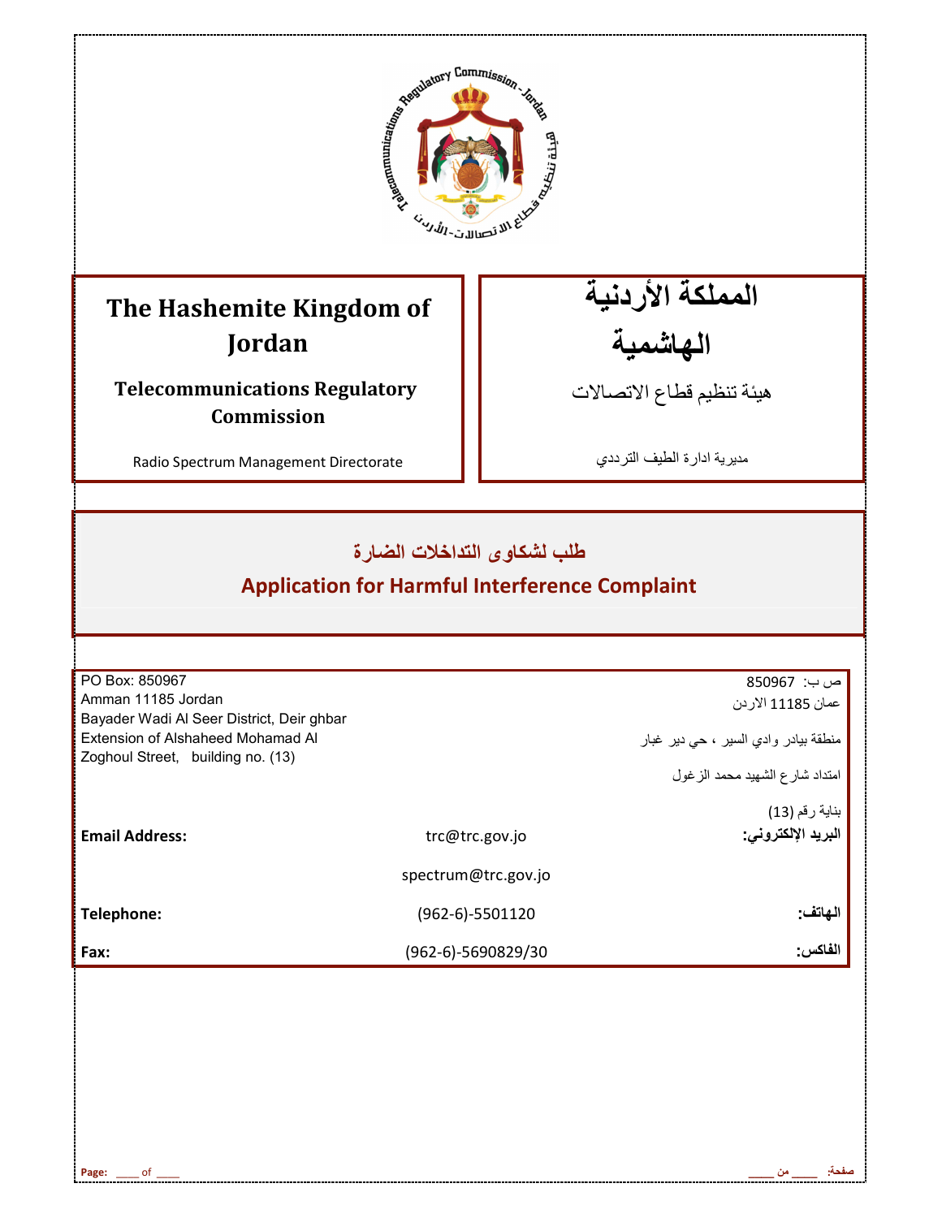**The Hashemite Kingdom of Jordan**

**Telecommunications Regulatory Commission**

Radio Spectrum Management Directorate

**المملكة الأردنية الهاشمية**

هيئة تنظيم قطاع الاتصالات

مديرية ادارة الطيف الترددي

## طلب لشكاوى التداخلات الضارة

## Application for Harmful Interference Complaint

PO Box: 850967
Amman 11185 Jordan
Bayader Wadi Al Seer District, Deir ghbar
Extension of Alshaheed Mohamad Al Zoghoul Street, building no. (13)

ص ب: 850967
عمان 11185 الاردن
منطقة بيادر وادي السير ، حي دير غبار
امتداد شارع الشهيد محمد الزغول
بناية رقم (13)

| | | |
|---|---|---|
| **Email Address:** | trc@trc.gov.jo<br>spectrum@trc.gov.jo | **البريد الإلكتروني:** |
| **Telephone:** | (962-6)-5501120 | **الهاتف:** |
| **Fax:** | (962-6)-5690829/30 | **الفاكس:** |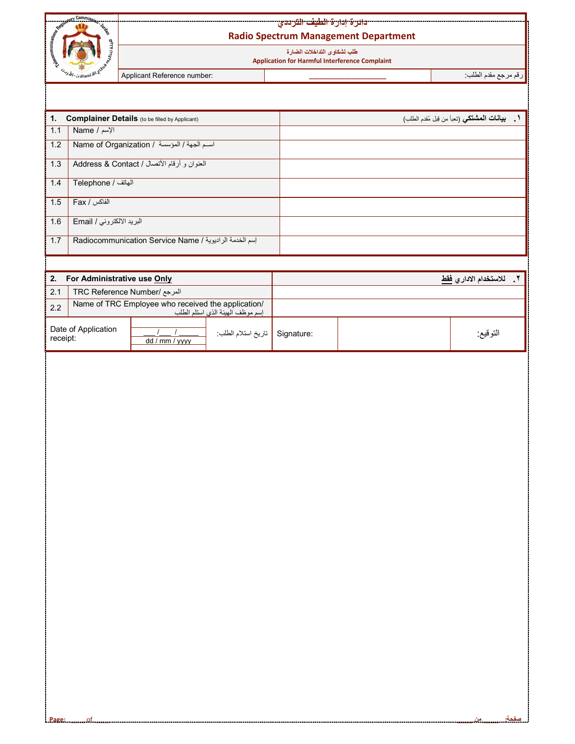# دائرة إدارة الطيف الترددي

## Radio Spectrum Management Department

**طلب لشكاوى التداخلات الضارة**

**Application for Harmful Interference Complaint**

| Applicant Reference number: | ___________________ | رقم مرجع مقدم الطلب: |
|---|---|---|

| | 1. **Complainer Details** (to be filled by Applicant) | ١. **بيانات المشتكي** (تعبأ من قبل مُقدم الطلب) |
|---|---|---|
| 1.1 | Name / الإسم | |
| 1.2 | Name of Organization / اسم الجهة / المؤسسة | |
| 1.3 | Address & Contact / العنوان و أرقام الأتصال | |
| 1.4 | Telephone / الهاتف | |
| 1.5 | Fax / الفاكس | |
| 1.6 | Email / البريد الالكتروني | |
| 1.7 | Radiocommunication Service Name / إسم الخدمة الراديوية | |

| | 2. **For Administrative use Only** | ٢. **للاستخدام الاداري فقط** |
|---|---|---|
| 2.1 | TRC Reference Number/ المرجع | |
| 2.2 | Name of TRC Employee who received the application/ إسم موظف الهيئة الذي استلم الطلب | |

| Date of Application receipt: | ___/___ / _____ dd / mm / yyyy | تاريخ استلام الطلب: | Signature: | | التوقيع: |
|---|---|---|---|---|---|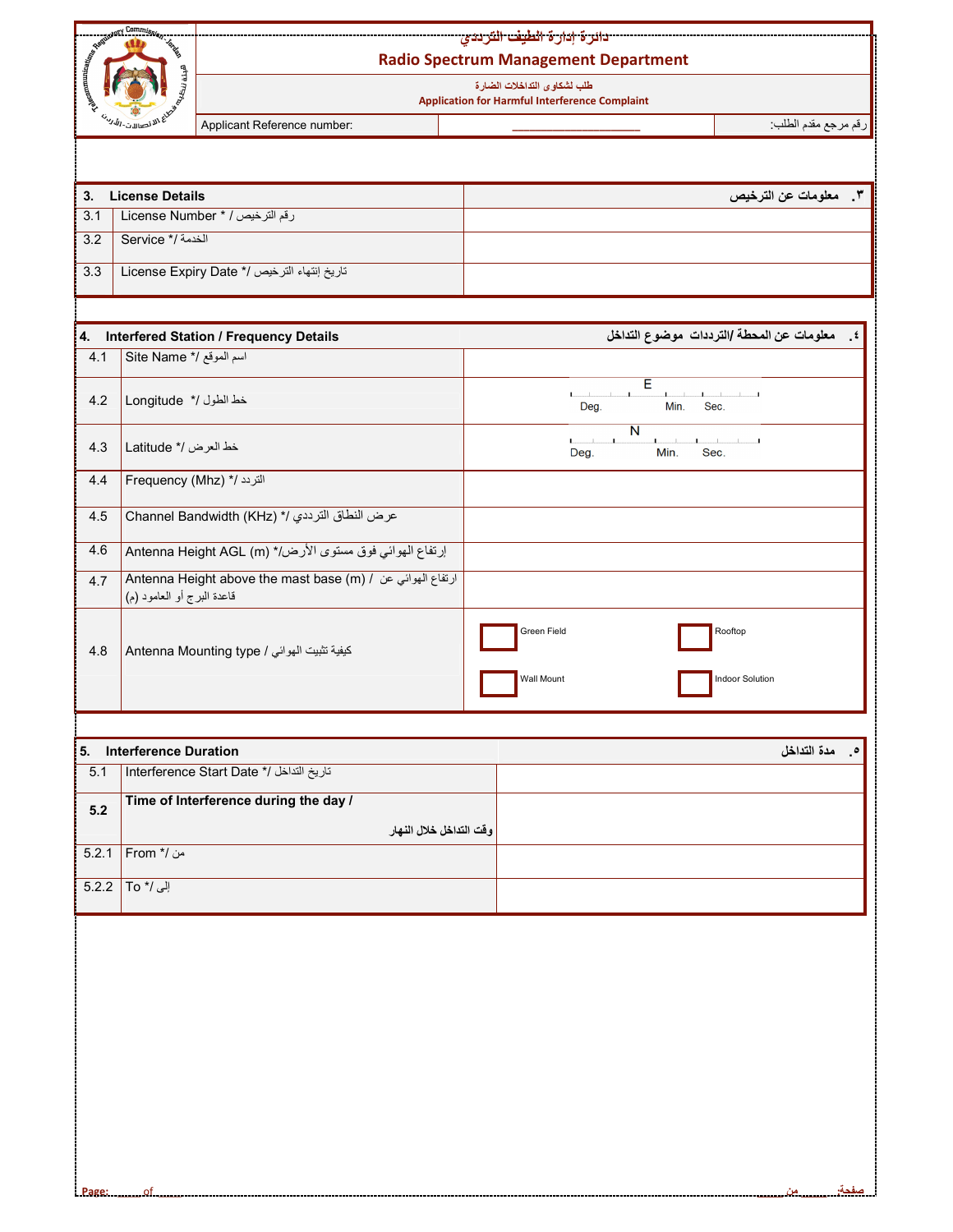# دائرة إدارة الطيف الترددي
# Radio Spectrum Management Department

طلب لشكاوى التداخلات الضارة
**Application for Harmful Interference Complaint**

| Applicant Reference number: | ____________________ | رقم مرجع مقدم الطلب: |
|---|---|---|

| 3. License Details | | ٣. معلومات عن الترخيص |
|---|---|---|
| 3.1 | License Number * / رقم الترخيص | |
| 3.2 | Service */ الخدمة | |
| 3.3 | License Expiry Date */ تاريخ إنتهاء الترخيص | |

| 4. Interfered Station / Frequency Details | | ٤. معلومات عن المحطة /الترددات موضوع التداخل |
|---|---|---|
| 4.1 | Site Name */ اسم الموقع | |
| 4.2 | Longitude */ خط الطول | E Deg. Min. Sec. |
| 4.3 | Latitude */ خط العرض | N Deg. Min. Sec. |
| 4.4 | Frequency (Mhz) */ التردد | |
| 4.5 | Channel Bandwidth (KHz) */ عرض النطاق الترددي | |
| 4.6 | Antenna Height AGL (m) */ إرتفاع الهوائي فوق مستوى الأرض | |
| 4.7 | Antenna Height above the mast base (m) / ارتفاع الهوائي عن قاعدة البرج أو العامود (م) | |
| 4.8 | Antenna Mounting type / كيفية تثبيت الهوائي | ☐ Green Field ☐ Rooftop ☐ Wall Mount ☐ Indoor Solution |

| 5. Interference Duration | | ٥. مدة التداخل |
|---|---|---|
| 5.1 | Interference Start Date */ تاريخ التداخل | |
| **5.2** | **Time of Interference during the day / وقت التداخل خلال النهار** | |
| 5.2.1 | From */ من | |
| 5.2.2 | To */ إلى | |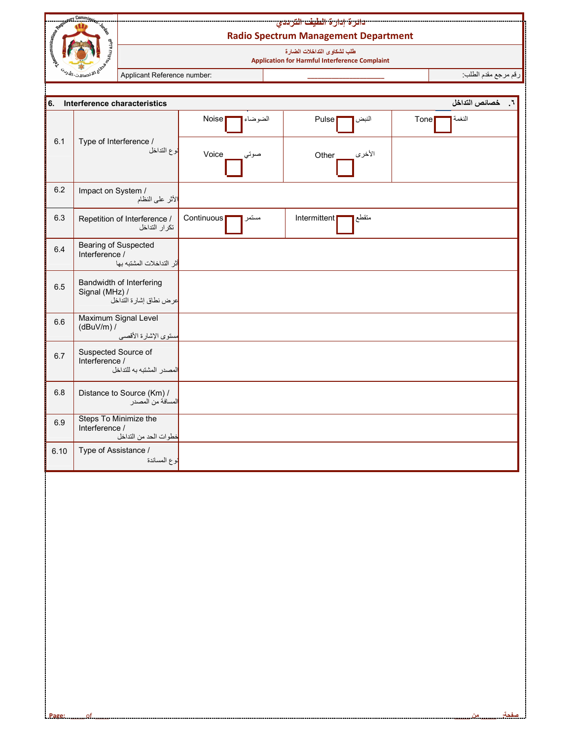# دائرة إدارة الطيف الترددي
## Radio Spectrum Management Department

**طلب لشكاوى التداخلات الضارة**
**Application for Harmful Interference Complaint**

| Applicant Reference number: | ____________________ | رقم مرجع مقدم الطلب: |
|---|---|---|

### 6. Interference characteristics — ٦. خصائص التداخل

| | | | | |
|---|---|---|---|---|
| 6.1 | Type of Interference / نوع التداخل | Noise ☐ الضوضاء | Pulse ☐ النبض | Tone ☐ النغمة |
| | | Voice صوتي ☐ | Other الأخرى ☐ | |
| 6.2 | Impact on System / الأثر على النظام | | | |
| 6.3 | Repetition of Interference / تكرار التداخل | Continuous ☐ مستمر | Intermittent ☐ متقطع | |
| 6.4 | Bearing of Suspected Interference / أثر التداخلات المشتبه بها | | | |
| 6.5 | Bandwidth of Interfering Signal (MHz) / عرض نطاق إشارة التداخل | | | |
| 6.6 | Maximum Signal Level (dBuV/m) / مستوى الإشارة الأقصى | | | |
| 6.7 | Suspected Source of Interference / المصدر المشتبه به للتداخل | | | |
| 6.8 | Distance to Source (Km) / المسافة من المصدر | | | |
| 6.9 | Steps To Minimize the Interference / خطوات الحد من التداخل | | | |
| 6.10 | Type of Assistance / نوع المساندة | | | |